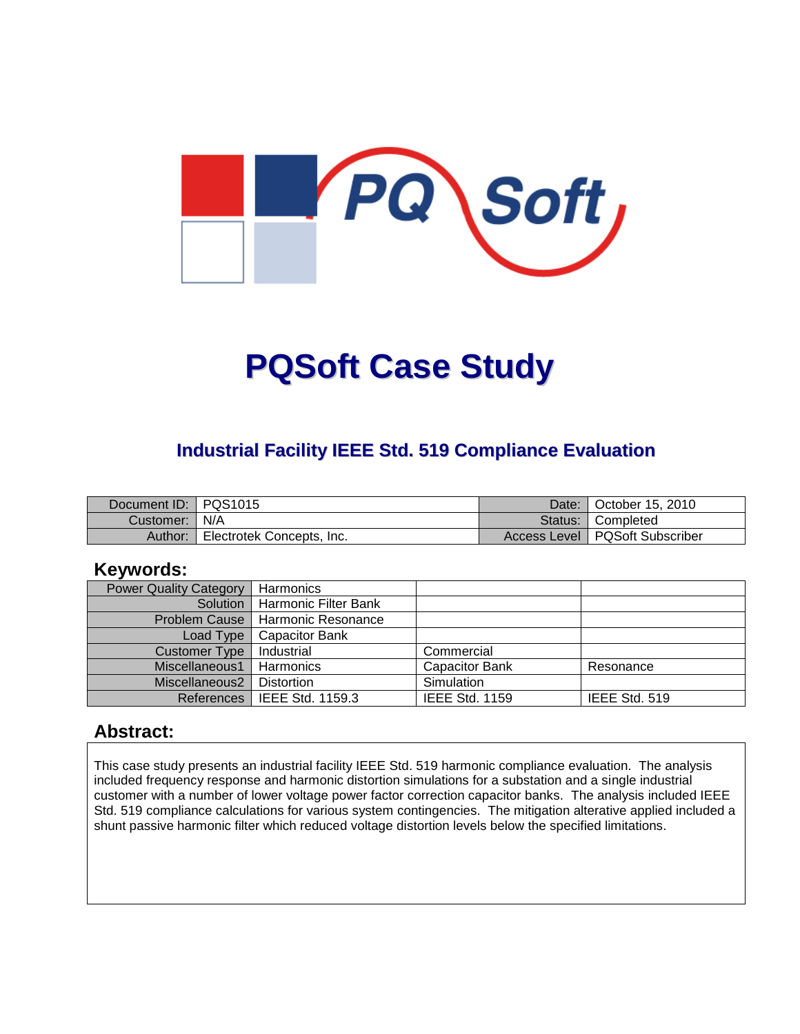# PQSoft Case Study

## Industrial Facility IEEE Std. 519 Compliance Evaluation

| Document ID: | PQS1015 | Date: | October 15, 2010 |
|---|---|---|---|
| Customer: | N/A | Status: | Completed |
| Author: | Electrotek Concepts, Inc. | Access Level | PQSoft Subscriber |

## Keywords:

| Power Quality Category | Harmonics | | |
|---|---|---|---|
| Solution | Harmonic Filter Bank | | |
| Problem Cause | Harmonic Resonance | | |
| Load Type | Capacitor Bank | | |
| Customer Type | Industrial | Commercial | |
| Miscellaneous1 | Harmonics | Capacitor Bank | Resonance |
| Miscellaneous2 | Distortion | Simulation | |
| References | IEEE Std. 1159.3 | IEEE Std. 1159 | IEEE Std. 519 |

## Abstract:

This case study presents an industrial facility IEEE Std. 519 harmonic compliance evaluation. The analysis included frequency response and harmonic distortion simulations for a substation and a single industrial customer with a number of lower voltage power factor correction capacitor banks. The analysis included IEEE Std. 519 compliance calculations for various system contingencies. The mitigation alterative applied included a shunt passive harmonic filter which reduced voltage distortion levels below the specified limitations.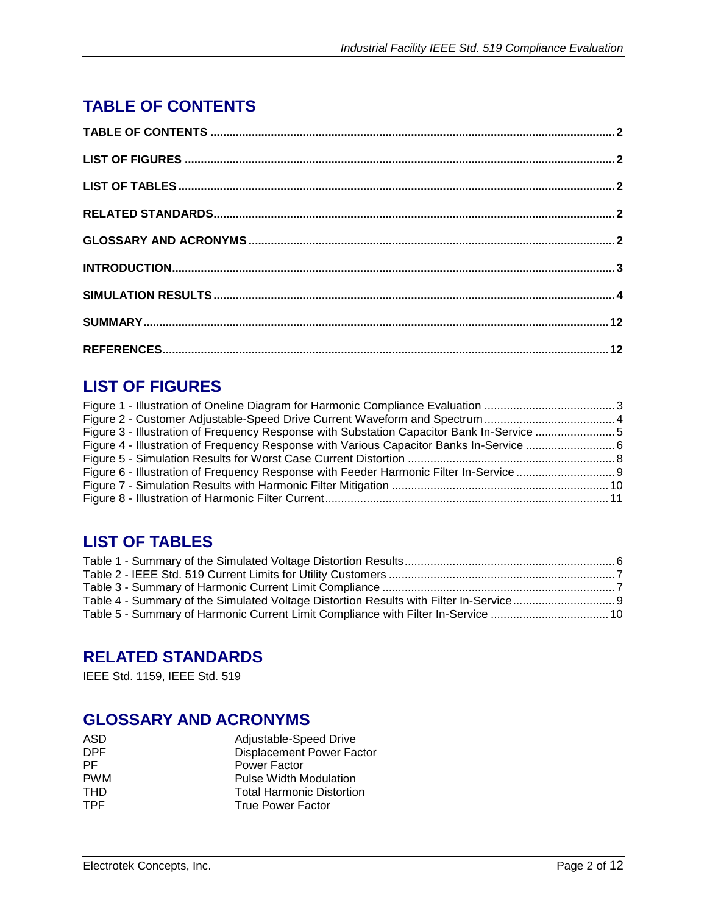# TABLE OF CONTENTS

TABLE OF CONTENTS .......... 2
LIST OF FIGURES .......... 2
LIST OF TABLES .......... 2
RELATED STANDARDS .......... 2
GLOSSARY AND ACRONYMS .......... 2
INTRODUCTION .......... 3
SIMULATION RESULTS .......... 4
SUMMARY .......... 12
REFERENCES .......... 12

# LIST OF FIGURES

Figure 1 - Illustration of Oneline Diagram for Harmonic Compliance Evaluation .......... 3
Figure 2 - Customer Adjustable-Speed Drive Current Waveform and Spectrum .......... 4
Figure 3 - Illustration of Frequency Response with Substation Capacitor Bank In-Service .......... 5
Figure 4 - Illustration of Frequency Response with Various Capacitor Banks In-Service .......... 6
Figure 5 - Simulation Results for Worst Case Current Distortion .......... 8
Figure 6 - Illustration of Frequency Response with Feeder Harmonic Filter In-Service .......... 9
Figure 7 - Simulation Results with Harmonic Filter Mitigation .......... 10
Figure 8 - Illustration of Harmonic Filter Current .......... 11

# LIST OF TABLES

Table 1 - Summary of the Simulated Voltage Distortion Results .......... 6
Table 2 - IEEE Std. 519 Current Limits for Utility Customers .......... 7
Table 3 - Summary of Harmonic Current Limit Compliance .......... 7
Table 4 - Summary of the Simulated Voltage Distortion Results with Filter In-Service .......... 9
Table 5 - Summary of Harmonic Current Limit Compliance with Filter In-Service .......... 10

# RELATED STANDARDS

IEEE Std. 1159, IEEE Std. 519

# GLOSSARY AND ACRONYMS

| | |
|---|---|
| ASD | Adjustable-Speed Drive |
| DPF | Displacement Power Factor |
| PF | Power Factor |
| PWM | Pulse Width Modulation |
| THD | Total Harmonic Distortion |
| TPF | True Power Factor |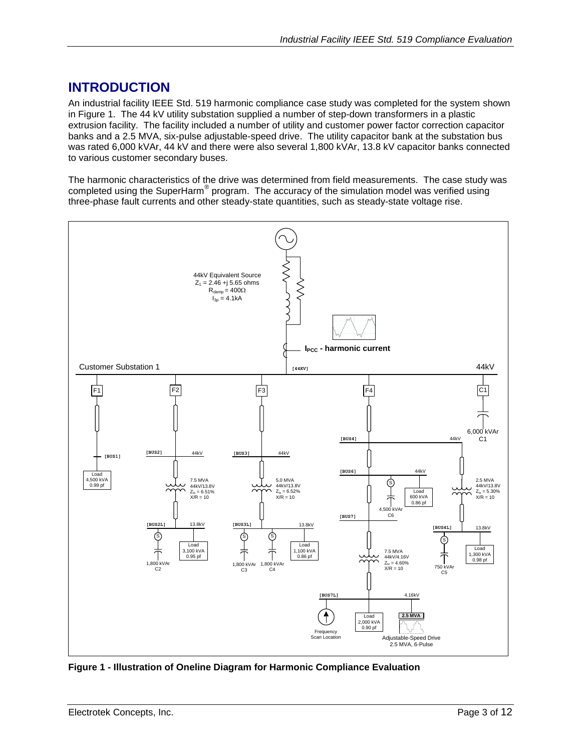# INTRODUCTION

An industrial facility IEEE Std. 519 harmonic compliance case study was completed for the system shown in Figure 1. The 44 kV utility substation supplied a number of step-down transformers in a plastic extrusion facility. The facility included a number of utility and customer power factor correction capacitor banks and a 2.5 MVA, six-pulse adjustable-speed drive. The utility capacitor bank at the substation bus was rated 6,000 kVAr, 44 kV and there were also several 1,800 kVAr, 13.8 kV capacitor banks connected to various customer secondary buses.

The harmonic characteristics of the drive was determined from field measurements. The case study was completed using the SuperHarm® program. The accuracy of the simulation model was verified using three-phase fault currents and other steady-state quantities, such as steady-state voltage rise.

**Figure 1 - Illustration of Oneline Diagram for Harmonic Compliance Evaluation**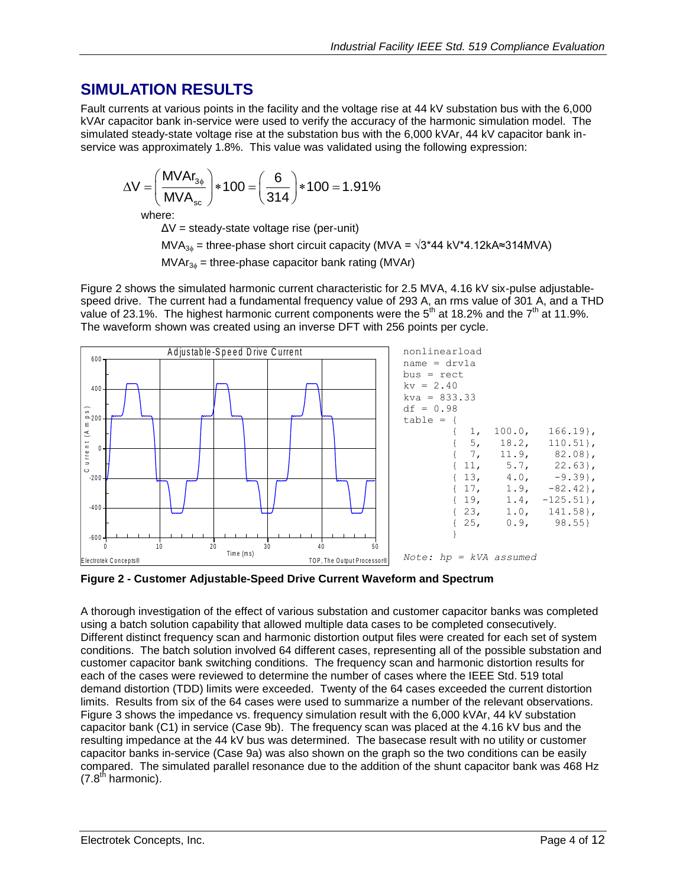## SIMULATION RESULTS

Fault currents at various points in the facility and the voltage rise at 44 kV substation bus with the 6,000 kVAr capacitor bank in-service were used to verify the accuracy of the harmonic simulation model. The simulated steady-state voltage rise at the substation bus with the 6,000 kVAr, 44 kV capacitor bank in-service was approximately 1.8%. This value was validated using the following expression:

$$\Delta V = \left( \frac{MVAr_{3\phi}}{MVA_{sc}} \right) * 100 = \left( \frac{6}{314} \right) * 100 = 1.91\%$$

where:

$\Delta V$ = steady-state voltage rise (per-unit)

$MVA_{3\phi}$ = three-phase short circuit capacity (MVA = $\sqrt{3}$*44 kV*4.12kA≈314MVA)

$MVAr_{3\phi}$ = three-phase capacitor bank rating (MVAr)

Figure 2 shows the simulated harmonic current characteristic for 2.5 MVA, 4.16 kV six-pulse adjustable-speed drive. The current had a fundamental frequency value of 293 A, an rms value of 301 A, and a THD value of 23.1%. The highest harmonic current components were the 5[th] at 18.2% and the 7[th] at 11.9%. The waveform shown was created using an inverse DFT with 256 points per cycle.

```
nonlinearload
name = drv1a
bus = rect
kv = 2.40
kva = 833.33
df = 0.98
table = {
        {  1,  100.0,   166.19},
        {  5,   18.2,   110.51},
        {  7,   11.9,    82.08},
        { 11,    5.7,    22.63},
        { 13,    4.0,    -9.39},
        { 17,    1.9,   -82.42},
        { 19,    1.4,  -125.51},
        { 23,    1.0,   141.58},
        { 25,    0.9,    98.55}
        }
```

*Note: hp = kVA assumed*

**Figure 2 - Customer Adjustable-Speed Drive Current Waveform and Spectrum**

A thorough investigation of the effect of various substation and customer capacitor banks was completed using a batch solution capability that allowed multiple data cases to be completed consecutively. Different distinct frequency scan and harmonic distortion output files were created for each set of system conditions. The batch solution involved 64 different cases, representing all of the possible substation and customer capacitor bank switching conditions. The frequency scan and harmonic distortion results for each of the cases were reviewed to determine the number of cases where the IEEE Std. 519 total demand distortion (TDD) limits were exceeded. Twenty of the 64 cases exceeded the current distortion limits. Results from six of the 64 cases were used to summarize a number of the relevant observations. Figure 3 shows the impedance vs. frequency simulation result with the 6,000 kVAr, 44 kV substation capacitor bank (C1) in service (Case 9b). The frequency scan was placed at the 4.16 kV bus and the resulting impedance at the 44 kV bus was determined. The basecase result with no utility or customer capacitor banks in-service (Case 9a) was also shown on the graph so the two conditions can be easily compared. The simulated parallel resonance due to the addition of the shunt capacitor bank was 468 Hz (7.8[th] harmonic).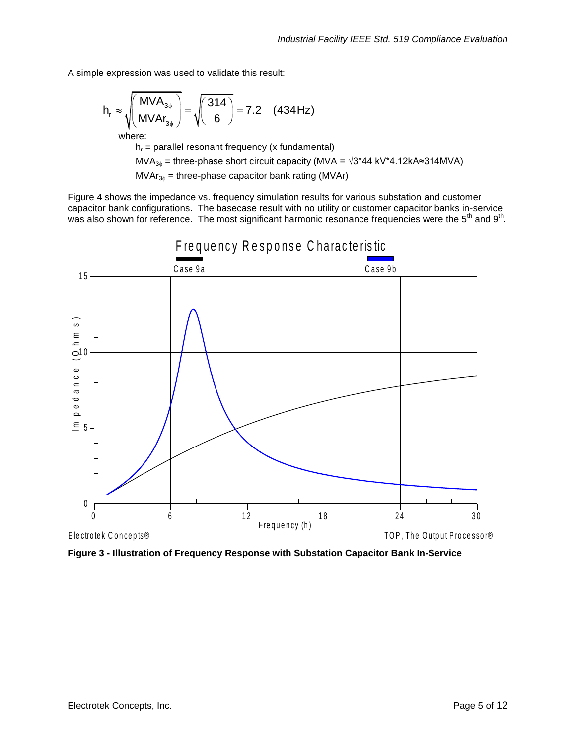A simple expression was used to validate this result:

$$h_r \approx \sqrt{\left(\frac{MVA_{3\phi}}{MVAr_{3\phi}}\right)} = \sqrt{\left(\frac{314}{6}\right)} = 7.2 \quad (434\,Hz)$$

where:

$h_r$ = parallel resonant frequency (x fundamental)

$MVA_{3\phi}$ = three-phase short circuit capacity (MVA = √3*44 kV*4.12kA≈314MVA)

$MVAr_{3\phi}$ = three-phase capacitor bank rating (MVAr)

Figure 4 shows the impedance vs. frequency simulation results for various substation and customer capacitor bank configurations. The basecase result with no utility or customer capacitor banks in-service was also shown for reference. The most significant harmonic resonance frequencies were the 5th and 9th.

**Figure 3 - Illustration of Frequency Response with Substation Capacitor Bank In-Service**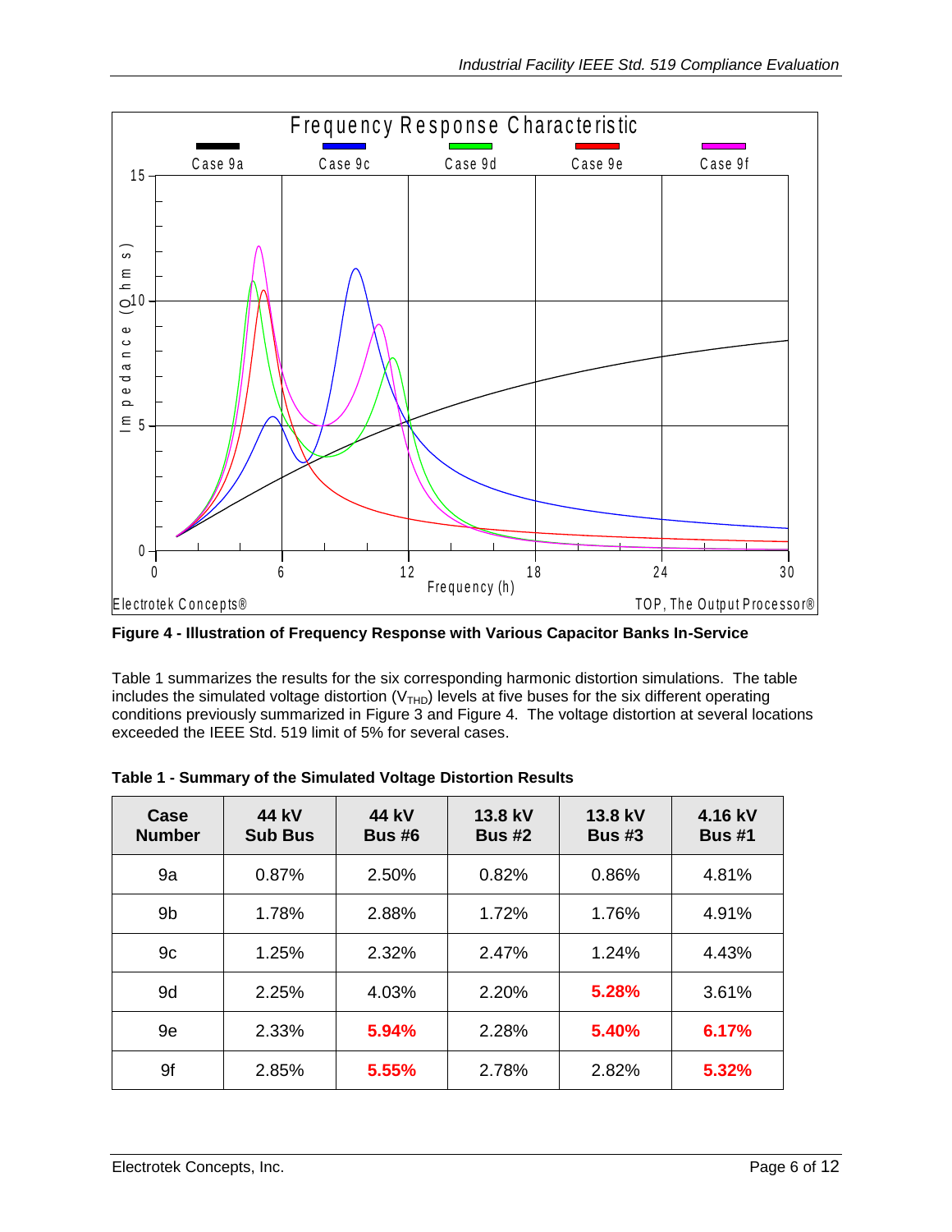**Figure 4 - Illustration of Frequency Response with Various Capacitor Banks In-Service**

Table 1 summarizes the results for the six corresponding harmonic distortion simulations. The table includes the simulated voltage distortion ($V_{THD}$) levels at five buses for the six different operating conditions previously summarized in Figure 3 and Figure 4. The voltage distortion at several locations exceeded the IEEE Std. 519 limit of 5% for several cases.

**Table 1 - Summary of the Simulated Voltage Distortion Results**

| Case Number | 44 kV Sub Bus | 44 kV Bus #6 | 13.8 kV Bus #2 | 13.8 kV Bus #3 | 4.16 kV Bus #1 |
|---|---|---|---|---|---|
| 9a | 0.87% | 2.50% | 0.82% | 0.86% | 4.81% |
| 9b | 1.78% | 2.88% | 1.72% | 1.76% | 4.91% |
| 9c | 1.25% | 2.32% | 2.47% | 1.24% | 4.43% |
| 9d | 2.25% | 4.03% | 2.20% | **5.28%** | 3.61% |
| 9e | 2.33% | **5.94%** | 2.28% | **5.40%** | **6.17%** |
| 9f | 2.85% | **5.55%** | 2.78% | 2.82% | **5.32%** |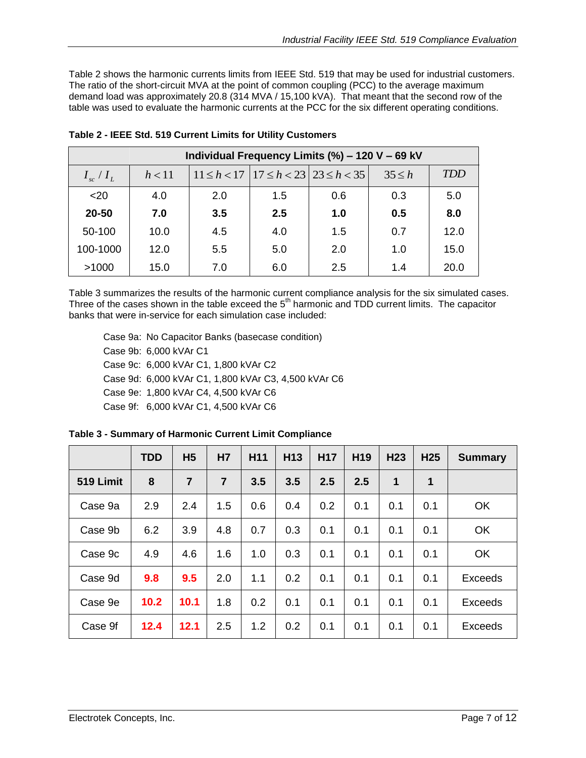Table 2 shows the harmonic currents limits from IEEE Std. 519 that may be used for industrial customers. The ratio of the short-circuit MVA at the point of common coupling (PCC) to the average maximum demand load was approximately 20.8 (314 MVA / 15,100 kVA). That meant that the second row of the table was used to evaluate the harmonic currents at the PCC for the six different operating conditions.

**Table 2 - IEEE Std. 519 Current Limits for Utility Customers**

| | Individual Frequency Limits (%) – 120 V – 69 kV | | | | | |
|---|---|---|---|---|---|---|
| $I_{sc} / I_L$ | $h < 11$ | $11 \le h < 17$ | $17 \le h < 23$ | $23 \le h < 35$ | $35 \le h$ | $TDD$ |
| <20 | 4.0 | 2.0 | 1.5 | 0.6 | 0.3 | 5.0 |
| **20-50** | **7.0** | **3.5** | **2.5** | **1.0** | **0.5** | **8.0** |
| 50-100 | 10.0 | 4.5 | 4.0 | 1.5 | 0.7 | 12.0 |
| 100-1000 | 12.0 | 5.5 | 5.0 | 2.0 | 1.0 | 15.0 |
| >1000 | 15.0 | 7.0 | 6.0 | 2.5 | 1.4 | 20.0 |

Table 3 summarizes the results of the harmonic current compliance analysis for the six simulated cases. Three of the cases shown in the table exceed the 5th harmonic and TDD current limits. The capacitor banks that were in-service for each simulation case included:

Case 9a: No Capacitor Banks (basecase condition)
Case 9b: 6,000 kVAr C1
Case 9c: 6,000 kVAr C1, 1,800 kVAr C2
Case 9d: 6,000 kVAr C1, 1,800 kVAr C3, 4,500 kVAr C6
Case 9e: 1,800 kVAr C4, 4,500 kVAr C6
Case 9f: 6,000 kVAr C1, 4,500 kVAr C6

**Table 3 - Summary of Harmonic Current Limit Compliance**

| | TDD | H5 | H7 | H11 | H13 | H17 | H19 | H23 | H25 | Summary |
|---|---|---|---|---|---|---|---|---|---|---|
| **519 Limit** | **8** | **7** | **7** | **3.5** | **3.5** | **2.5** | **2.5** | **1** | **1** | |
| Case 9a | 2.9 | 2.4 | 1.5 | 0.6 | 0.4 | 0.2 | 0.1 | 0.1 | 0.1 | OK |
| Case 9b | 6.2 | 3.9 | 4.8 | 0.7 | 0.3 | 0.1 | 0.1 | 0.1 | 0.1 | OK |
| Case 9c | 4.9 | 4.6 | 1.6 | 1.0 | 0.3 | 0.1 | 0.1 | 0.1 | 0.1 | OK |
| Case 9d | **9.8** | **9.5** | 2.0 | 1.1 | 0.2 | 0.1 | 0.1 | 0.1 | 0.1 | Exceeds |
| Case 9e | **10.2** | **10.1** | 1.8 | 0.2 | 0.1 | 0.1 | 0.1 | 0.1 | 0.1 | Exceeds |
| Case 9f | **12.4** | **12.1** | 2.5 | 1.2 | 0.2 | 0.1 | 0.1 | 0.1 | 0.1 | Exceeds |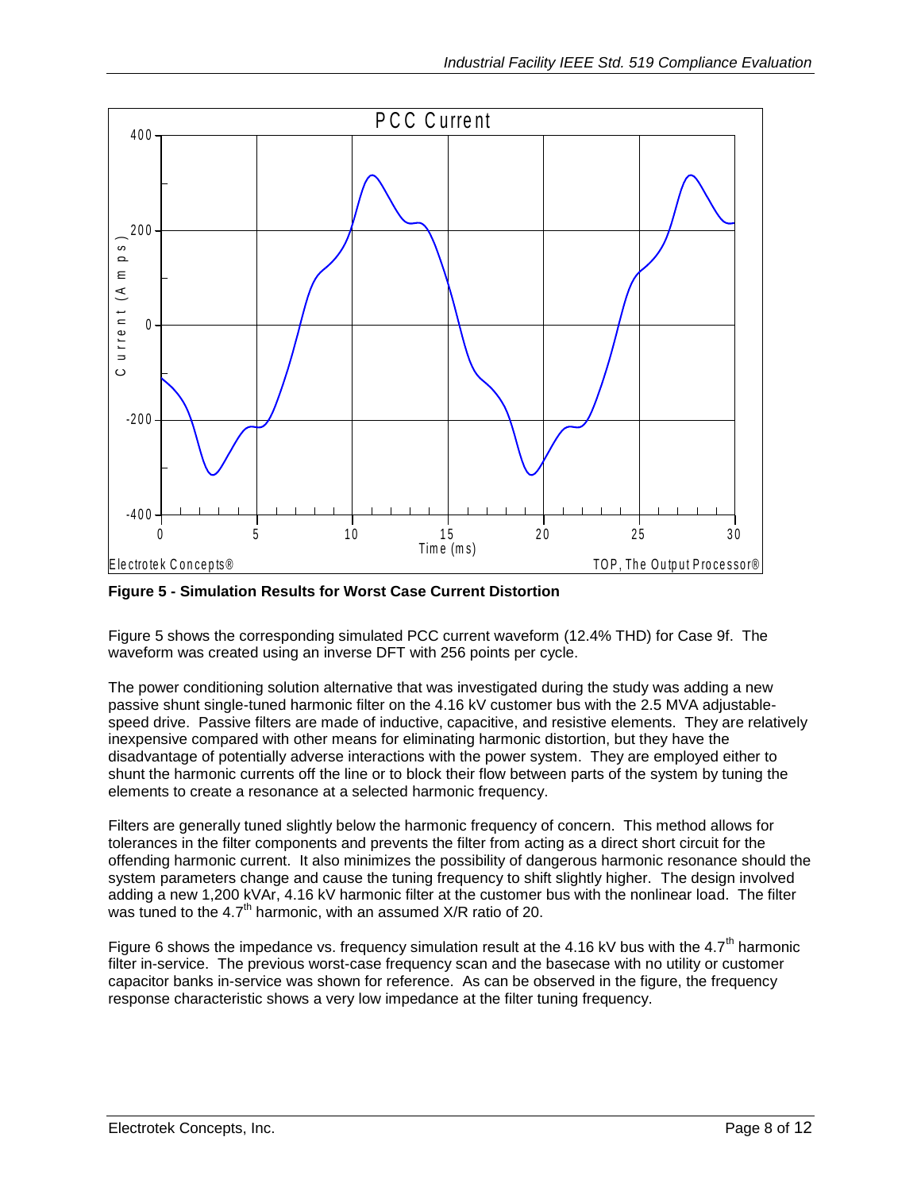**Figure 5 - Simulation Results for Worst Case Current Distortion**

Figure 5 shows the corresponding simulated PCC current waveform (12.4% THD) for Case 9f. The waveform was created using an inverse DFT with 256 points per cycle.

The power conditioning solution alternative that was investigated during the study was adding a new passive shunt single-tuned harmonic filter on the 4.16 kV customer bus with the 2.5 MVA adjustable-speed drive. Passive filters are made of inductive, capacitive, and resistive elements. They are relatively inexpensive compared with other means for eliminating harmonic distortion, but they have the disadvantage of potentially adverse interactions with the power system. They are employed either to shunt the harmonic currents off the line or to block their flow between parts of the system by tuning the elements to create a resonance at a selected harmonic frequency.

Filters are generally tuned slightly below the harmonic frequency of concern. This method allows for tolerances in the filter components and prevents the filter from acting as a direct short circuit for the offending harmonic current. It also minimizes the possibility of dangerous harmonic resonance should the system parameters change and cause the tuning frequency to shift slightly higher. The design involved adding a new 1,200 kVAr, 4.16 kV harmonic filter at the customer bus with the nonlinear load. The filter was tuned to the $4.7^{th}$ harmonic, with an assumed X/R ratio of 20.

Figure 6 shows the impedance vs. frequency simulation result at the 4.16 kV bus with the $4.7^{th}$ harmonic filter in-service. The previous worst-case frequency scan and the basecase with no utility or customer capacitor banks in-service was shown for reference. As can be observed in the figure, the frequency response characteristic shows a very low impedance at the filter tuning frequency.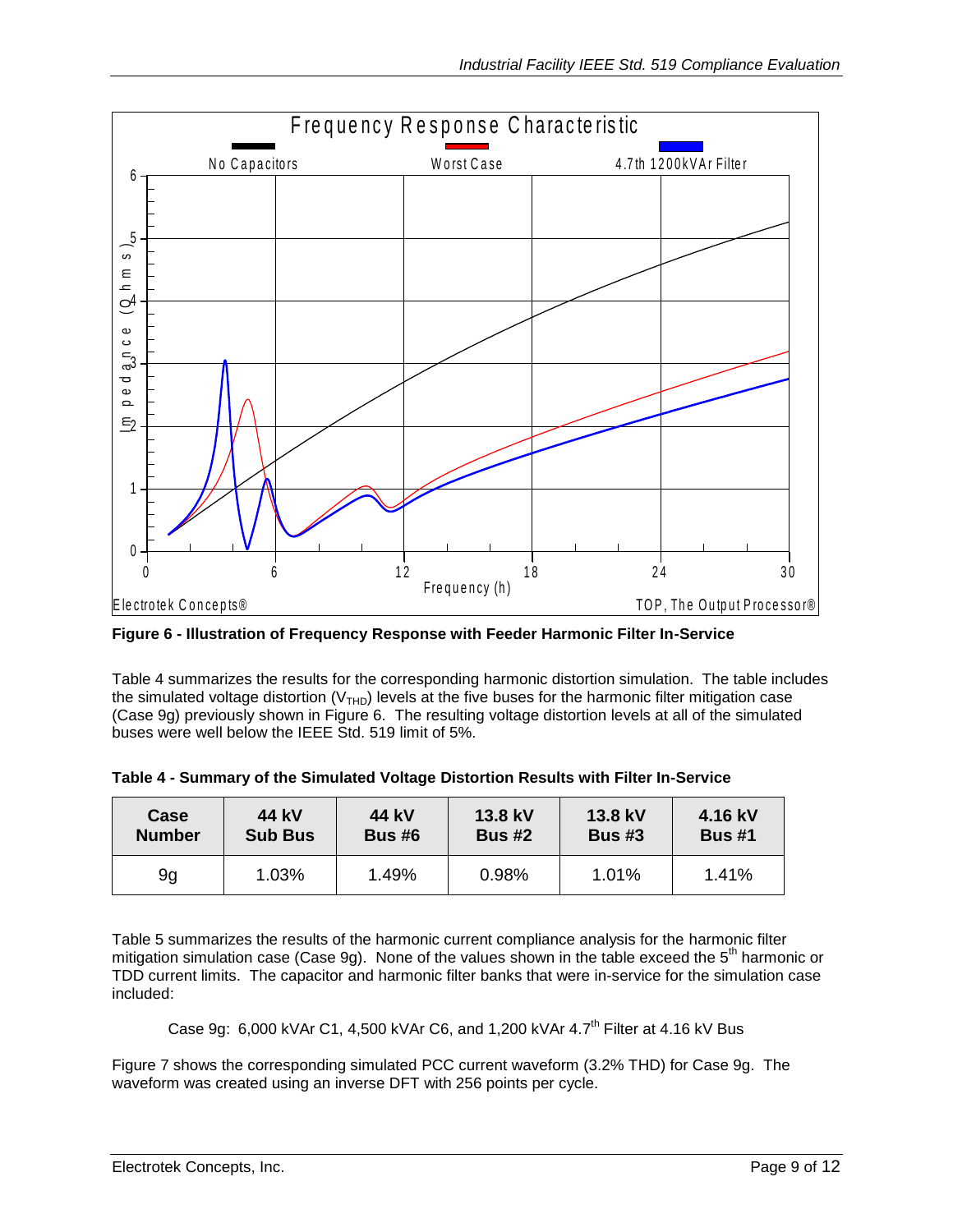Figure 6 - Illustration of Frequency Response with Feeder Harmonic Filter In-Service

Table 4 summarizes the results for the corresponding harmonic distortion simulation. The table includes the simulated voltage distortion ($V_{THD}$) levels at the five buses for the harmonic filter mitigation case (Case 9g) previously shown in Figure 6. The resulting voltage distortion levels at all of the simulated buses were well below the IEEE Std. 519 limit of 5%.

**Table 4 - Summary of the Simulated Voltage Distortion Results with Filter In-Service**

| Case Number | 44 kV Sub Bus | 44 kV Bus #6 | 13.8 kV Bus #2 | 13.8 kV Bus #3 | 4.16 kV Bus #1 |
|---|---|---|---|---|---|
| 9g | 1.03% | 1.49% | 0.98% | 1.01% | 1.41% |

Table 5 summarizes the results of the harmonic current compliance analysis for the harmonic filter mitigation simulation case (Case 9g). None of the values shown in the table exceed the $5^{th}$ harmonic or TDD current limits. The capacitor and harmonic filter banks that were in-service for the simulation case included:

Case 9g: 6,000 kVAr C1, 4,500 kVAr C6, and 1,200 kVAr $4.7^{th}$ Filter at 4.16 kV Bus

Figure 7 shows the corresponding simulated PCC current waveform (3.2% THD) for Case 9g. The waveform was created using an inverse DFT with 256 points per cycle.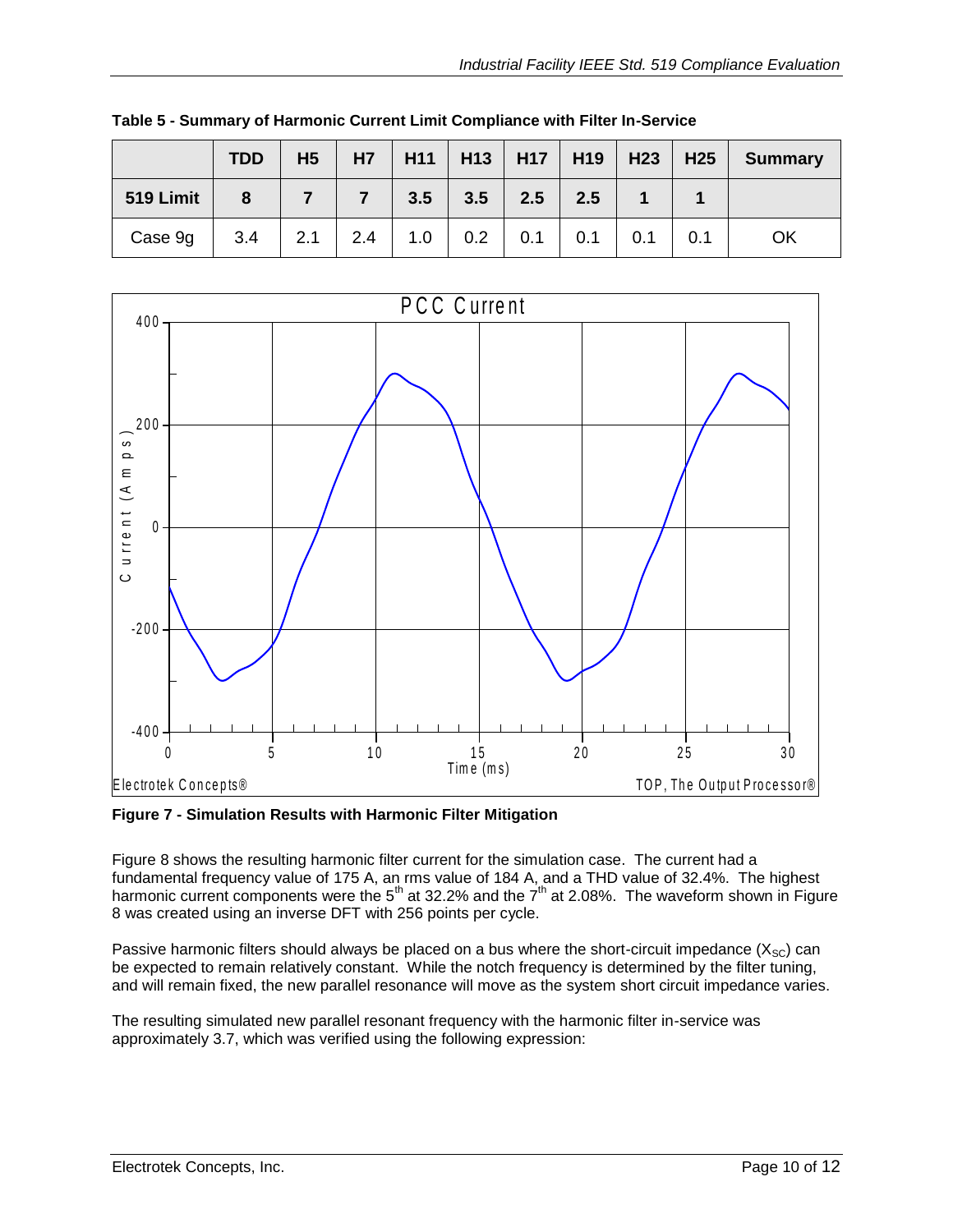**Table 5 - Summary of Harmonic Current Limit Compliance with Filter In-Service**

| | TDD | H5 | H7 | H11 | H13 | H17 | H19 | H23 | H25 | Summary |
|---|---|---|---|---|---|---|---|---|---|---|
| **519 Limit** | **8** | **7** | **7** | **3.5** | **3.5** | **2.5** | **2.5** | **1** | **1** | |
| Case 9g | 3.4 | 2.1 | 2.4 | 1.0 | 0.2 | 0.1 | 0.1 | 0.1 | 0.1 | OK |

**Figure 7 - Simulation Results with Harmonic Filter Mitigation**

Figure 8 shows the resulting harmonic filter current for the simulation case. The current had a fundamental frequency value of 175 A, an rms value of 184 A, and a THD value of 32.4%. The highest harmonic current components were the $5^{th}$ at 32.2% and the $7^{th}$ at 2.08%. The waveform shown in Figure 8 was created using an inverse DFT with 256 points per cycle.

Passive harmonic filters should always be placed on a bus where the short-circuit impedance ($X_{SC}$) can be expected to remain relatively constant. While the notch frequency is determined by the filter tuning, and will remain fixed, the new parallel resonance will move as the system short circuit impedance varies.

The resulting simulated new parallel resonant frequency with the harmonic filter in-service was approximately 3.7, which was verified using the following expression: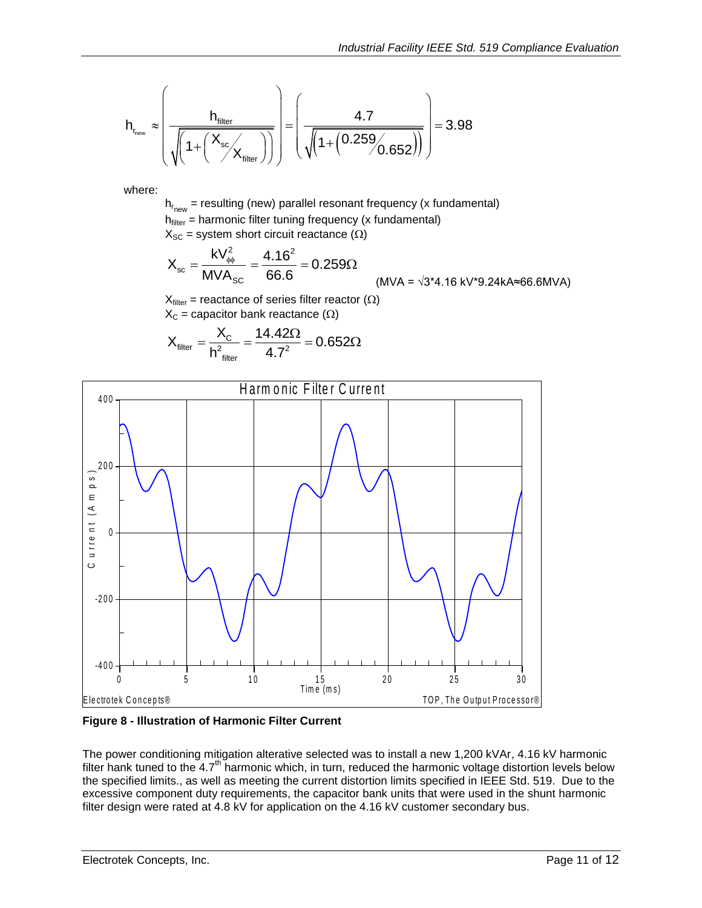$$h_{r_{new}} \approx \left( \frac{h_{filter}}{\sqrt{\left(1+\left(X_{sc}/X_{filter}\right)\right)}} \right) = \left( \frac{4.7}{\sqrt{\left(1+\left(0.259/0.652\right)\right)}} \right) = 3.98$$

where:

$h_{r_{new}}$ = resulting (new) parallel resonant frequency (x fundamental)
$h_{filter}$ = harmonic filter tuning frequency (x fundamental)
$X_{SC}$ = system short circuit reactance ($\Omega$)

$$X_{sc} = \frac{kV_{\phi\phi}^2}{MVA_{SC}} = \frac{4.16^2}{66.6} = 0.259\Omega \qquad (MVA = \sqrt{3}*4.16\ kV*9.24kA \approx 66.6MVA)$$

$X_{filter}$ = reactance of series filter reactor ($\Omega$)
$X_C$ = capacitor bank reactance ($\Omega$)

$$X_{filter} = \frac{X_C}{h_{filter}^2} = \frac{14.42\Omega}{4.7^2} = 0.652\Omega$$

**Figure 8 - Illustration of Harmonic Filter Current**

The power conditioning mitigation alterative selected was to install a new 1,200 kVAr, 4.16 kV harmonic filter bank tuned to the 4.7th harmonic which, in turn, reduced the harmonic voltage distortion levels below the specified limits., as well as meeting the current distortion limits specified in IEEE Std. 519. Due to the excessive component duty requirements, the capacitor bank units that were used in the shunt harmonic filter design were rated at 4.8 kV for application on the 4.16 kV customer secondary bus.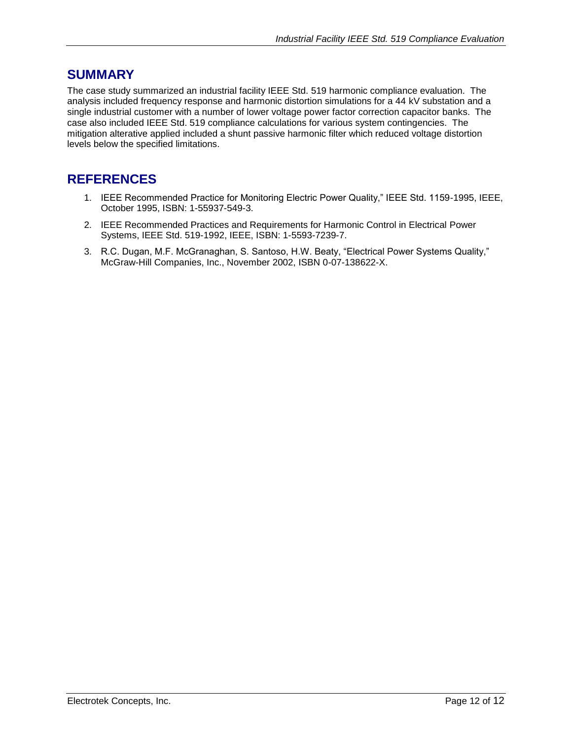## SUMMARY

The case study summarized an industrial facility IEEE Std. 519 harmonic compliance evaluation. The analysis included frequency response and harmonic distortion simulations for a 44 kV substation and a single industrial customer with a number of lower voltage power factor correction capacitor banks. The case also included IEEE Std. 519 compliance calculations for various system contingencies. The mitigation alterative applied included a shunt passive harmonic filter which reduced voltage distortion levels below the specified limitations.

## REFERENCES

1. IEEE Recommended Practice for Monitoring Electric Power Quality," IEEE Std. 1159-1995, IEEE, October 1995, ISBN: 1-55937-549-3.
2. IEEE Recommended Practices and Requirements for Harmonic Control in Electrical Power Systems, IEEE Std. 519-1992, IEEE, ISBN: 1-5593-7239-7.
3. R.C. Dugan, M.F. McGranaghan, S. Santoso, H.W. Beaty, "Electrical Power Systems Quality," McGraw-Hill Companies, Inc., November 2002, ISBN 0-07-138622-X.